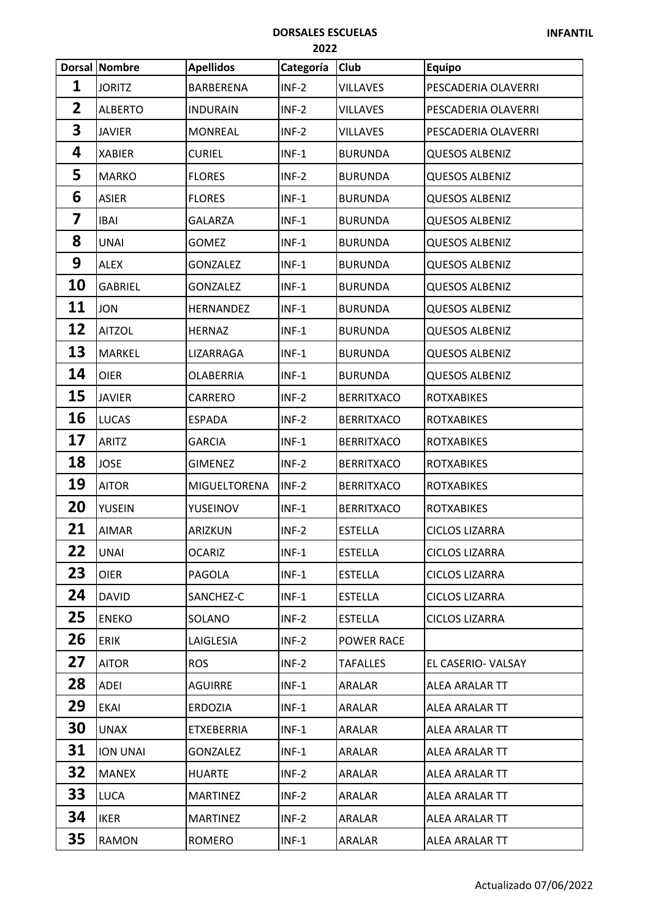**DORSALES ESCUELAS**
**2022**

**INFANTIL**

| Dorsal | Nombre | Apellidos | Categoría | Club | Equipo |
|---|---|---|---|---|---|
| **1** | JORITZ | BARBERENA | INF-2 | VILLAVES | PESCADERIA OLAVERRI |
| **2** | ALBERTO | INDURAIN | INF-2 | VILLAVES | PESCADERIA OLAVERRI |
| **3** | JAVIER | MONREAL | INF-2 | VILLAVES | PESCADERIA OLAVERRI |
| **4** | XABIER | CURIEL | INF-1 | BURUNDA | QUESOS ALBENIZ |
| **5** | MARKO | FLORES | INF-2 | BURUNDA | QUESOS ALBENIZ |
| **6** | ASIER | FLORES | INF-1 | BURUNDA | QUESOS ALBENIZ |
| **7** | IBAI | GALARZA | INF-1 | BURUNDA | QUESOS ALBENIZ |
| **8** | UNAI | GOMEZ | INF-1 | BURUNDA | QUESOS ALBENIZ |
| **9** | ALEX | GONZALEZ | INF-1 | BURUNDA | QUESOS ALBENIZ |
| **10** | GABRIEL | GONZALEZ | INF-1 | BURUNDA | QUESOS ALBENIZ |
| **11** | JON | HERNANDEZ | INF-1 | BURUNDA | QUESOS ALBENIZ |
| **12** | AITZOL | HERNAZ | INF-1 | BURUNDA | QUESOS ALBENIZ |
| **13** | MARKEL | LIZARRAGA | INF-1 | BURUNDA | QUESOS ALBENIZ |
| **14** | OIER | OLABERRIA | INF-1 | BURUNDA | QUESOS ALBENIZ |
| **15** | JAVIER | CARRERO | INF-2 | BERRITXACO | ROTXABIKES |
| **16** | LUCAS | ESPADA | INF-2 | BERRITXACO | ROTXABIKES |
| **17** | ARITZ | GARCIA | INF-1 | BERRITXACO | ROTXABIKES |
| **18** | JOSE | GIMENEZ | INF-2 | BERRITXACO | ROTXABIKES |
| **19** | AITOR | MIGUELTORENA | INF-2 | BERRITXACO | ROTXABIKES |
| **20** | YUSEIN | YUSEINOV | INF-1 | BERRITXACO | ROTXABIKES |
| **21** | AIMAR | ARIZKUN | INF-2 | ESTELLA | CICLOS LIZARRA |
| **22** | UNAI | OCARIZ | INF-1 | ESTELLA | CICLOS LIZARRA |
| **23** | OIER | PAGOLA | INF-1 | ESTELLA | CICLOS LIZARRA |
| **24** | DAVID | SANCHEZ-C | INF-1 | ESTELLA | CICLOS LIZARRA |
| **25** | ENEKO | SOLANO | INF-2 | ESTELLA | CICLOS LIZARRA |
| **26** | ERIK | LAIGLESIA | INF-2 | POWER RACE | |
| **27** | AITOR | ROS | INF-2 | TAFALLES | EL CASERIO- VALSAY |
| **28** | ADEI | AGUIRRE | INF-1 | ARALAR | ALEA ARALAR TT |
| **29** | EKAI | ERDOZIA | INF-1 | ARALAR | ALEA ARALAR TT |
| **30** | UNAX | ETXEBERRIA | INF-1 | ARALAR | ALEA ARALAR TT |
| **31** | ION UNAI | GONZALEZ | INF-1 | ARALAR | ALEA ARALAR TT |
| **32** | MANEX | HUARTE | INF-2 | ARALAR | ALEA ARALAR TT |
| **33** | LUCA | MARTINEZ | INF-2 | ARALAR | ALEA ARALAR TT |
| **34** | IKER | MARTINEZ | INF-2 | ARALAR | ALEA ARALAR TT |
| **35** | RAMON | ROMERO | INF-1 | ARALAR | ALEA ARALAR TT |

Actualizado 07/06/2022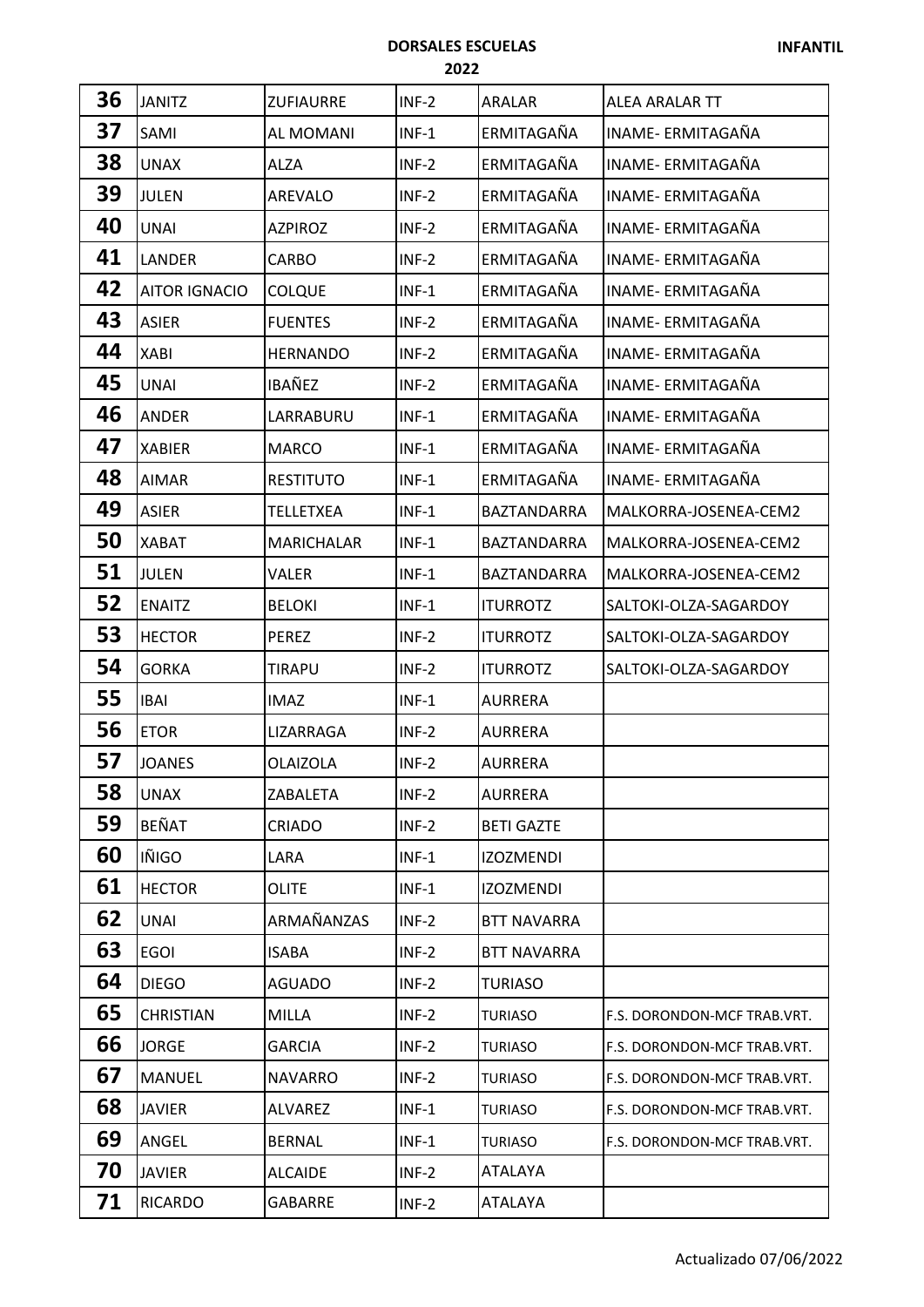**DORSALES ESCUELAS** **INFANTIL**

**2022**

| | | | | | |
|---|---|---|---|---|---|
| **36** | JANITZ | ZUFIAURRE | INF-2 | ARALAR | ALEA ARALAR TT |
| **37** | SAMI | AL MOMANI | INF-1 | ERMITAGAÑA | INAME- ERMITAGAÑA |
| **38** | UNAX | ALZA | INF-2 | ERMITAGAÑA | INAME- ERMITAGAÑA |
| **39** | JULEN | AREVALO | INF-2 | ERMITAGAÑA | INAME- ERMITAGAÑA |
| **40** | UNAI | AZPIROZ | INF-2 | ERMITAGAÑA | INAME- ERMITAGAÑA |
| **41** | LANDER | CARBO | INF-2 | ERMITAGAÑA | INAME- ERMITAGAÑA |
| **42** | AITOR IGNACIO | COLQUE | INF-1 | ERMITAGAÑA | INAME- ERMITAGAÑA |
| **43** | ASIER | FUENTES | INF-2 | ERMITAGAÑA | INAME- ERMITAGAÑA |
| **44** | XABI | HERNANDO | INF-2 | ERMITAGAÑA | INAME- ERMITAGAÑA |
| **45** | UNAI | IBAÑEZ | INF-2 | ERMITAGAÑA | INAME- ERMITAGAÑA |
| **46** | ANDER | LARRABURU | INF-1 | ERMITAGAÑA | INAME- ERMITAGAÑA |
| **47** | XABIER | MARCO | INF-1 | ERMITAGAÑA | INAME- ERMITAGAÑA |
| **48** | AIMAR | RESTITUTO | INF-1 | ERMITAGAÑA | INAME- ERMITAGAÑA |
| **49** | ASIER | TELLETXEA | INF-1 | BAZTANDARRA | MALKORRA-JOSENEA-CEM2 |
| **50** | XABAT | MARICHALAR | INF-1 | BAZTANDARRA | MALKORRA-JOSENEA-CEM2 |
| **51** | JULEN | VALER | INF-1 | BAZTANDARRA | MALKORRA-JOSENEA-CEM2 |
| **52** | ENAITZ | BELOKI | INF-1 | ITURROTZ | SALTOKI-OLZA-SAGARDOY |
| **53** | HECTOR | PEREZ | INF-2 | ITURROTZ | SALTOKI-OLZA-SAGARDOY |
| **54** | GORKA | TIRAPU | INF-2 | ITURROTZ | SALTOKI-OLZA-SAGARDOY |
| **55** | IBAI | IMAZ | INF-1 | AURRERA | |
| **56** | ETOR | LIZARRAGA | INF-2 | AURRERA | |
| **57** | JOANES | OLAIZOLA | INF-2 | AURRERA | |
| **58** | UNAX | ZABALETA | INF-2 | AURRERA | |
| **59** | BEÑAT | CRIADO | INF-2 | BETI GAZTE | |
| **60** | IÑIGO | LARA | INF-1 | IZOZMENDI | |
| **61** | HECTOR | OLITE | INF-1 | IZOZMENDI | |
| **62** | UNAI | ARMAÑANZAS | INF-2 | BTT NAVARRA | |
| **63** | EGOI | ISABA | INF-2 | BTT NAVARRA | |
| **64** | DIEGO | AGUADO | INF-2 | TURIASO | |
| **65** | CHRISTIAN | MILLA | INF-2 | TURIASO | F.S. DORONDON-MCF TRAB.VRT. |
| **66** | JORGE | GARCIA | INF-2 | TURIASO | F.S. DORONDON-MCF TRAB.VRT. |
| **67** | MANUEL | NAVARRO | INF-2 | TURIASO | F.S. DORONDON-MCF TRAB.VRT. |
| **68** | JAVIER | ALVAREZ | INF-1 | TURIASO | F.S. DORONDON-MCF TRAB.VRT. |
| **69** | ANGEL | BERNAL | INF-1 | TURIASO | F.S. DORONDON-MCF TRAB.VRT. |
| **70** | JAVIER | ALCAIDE | INF-2 | ATALAYA | |
| **71** | RICARDO | GABARRE | INF-2 | ATALAYA | |

Actualizado 07/06/2022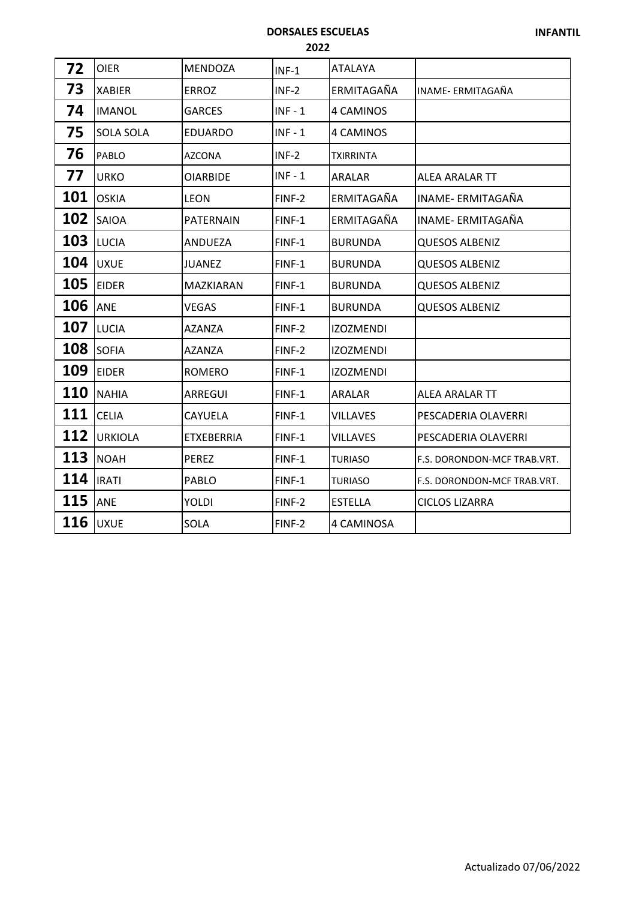**DORSALES ESCUELAS**

**2022**

**INFANTIL**

| | | | | | |
|---|---|---|---|---|---|
| **72** | OIER | MENDOZA | INF-1 | ATALAYA | |
| **73** | XABIER | ERROZ | INF-2 | ERMITAGAÑA | INAME- ERMITAGAÑA |
| **74** | IMANOL | GARCES | INF - 1 | 4 CAMINOS | |
| **75** | SOLA SOLA | EDUARDO | INF - 1 | 4 CAMINOS | |
| **76** | PABLO | AZCONA | INF-2 | TXIRRINTA | |
| **77** | URKO | OIARBIDE | INF - 1 | ARALAR | ALEA ARALAR TT |
| **101** | OSKIA | LEON | FINF-2 | ERMITAGAÑA | INAME- ERMITAGAÑA |
| **102** | SAIOA | PATERNAIN | FINF-1 | ERMITAGAÑA | INAME- ERMITAGAÑA |
| **103** | LUCIA | ANDUEZA | FINF-1 | BURUNDA | QUESOS ALBENIZ |
| **104** | UXUE | JUANEZ | FINF-1 | BURUNDA | QUESOS ALBENIZ |
| **105** | EIDER | MAZKIARAN | FINF-1 | BURUNDA | QUESOS ALBENIZ |
| **106** | ANE | VEGAS | FINF-1 | BURUNDA | QUESOS ALBENIZ |
| **107** | LUCIA | AZANZA | FINF-2 | IZOZMENDI | |
| **108** | SOFIA | AZANZA | FINF-2 | IZOZMENDI | |
| **109** | EIDER | ROMERO | FINF-1 | IZOZMENDI | |
| **110** | NAHIA | ARREGUI | FINF-1 | ARALAR | ALEA ARALAR TT |
| **111** | CELIA | CAYUELA | FINF-1 | VILLAVES | PESCADERIA OLAVERRI |
| **112** | URKIOLA | ETXEBERRIA | FINF-1 | VILLAVES | PESCADERIA OLAVERRI |
| **113** | NOAH | PEREZ | FINF-1 | TURIASO | F.S. DORONDON-MCF TRAB.VRT. |
| **114** | IRATI | PABLO | FINF-1 | TURIASO | F.S. DORONDON-MCF TRAB.VRT. |
| **115** | ANE | YOLDI | FINF-2 | ESTELLA | CICLOS LIZARRA |
| **116** | UXUE | SOLA | FINF-2 | 4 CAMINOSA | |

Actualizado 07/06/2022